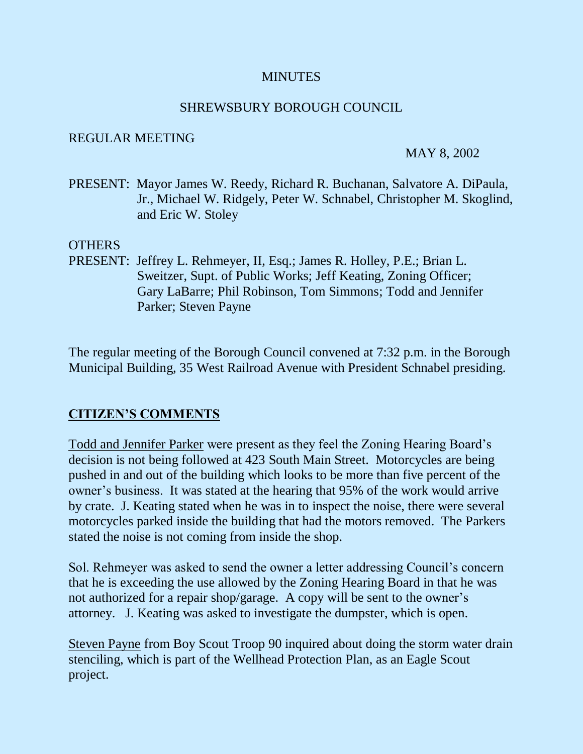MINUTES

SHREWSBURY BOROUGH COUNCIL

REGULAR MEETING

MAY 8, 2002

PRESENT: Mayor James W. Reedy, Richard R. Buchanan, Salvatore A. DiPaula, Jr., Michael W. Ridgely, Peter W. Schnabel, Christopher M. Skoglind, and Eric W. Stoley

OTHERS PRESENT: Jeffrey L. Rehmeyer, II, Esq.; James R. Holley, P.E.; Brian L. Sweitzer, Supt. of Public Works; Jeff Keating, Zoning Officer; Gary LaBarre; Phil Robinson, Tom Simmons; Todd and Jennifer Parker; Steven Payne

The regular meeting of the Borough Council convened at 7:32 p.m. in the Borough Municipal Building, 35 West Railroad Avenue with President Schnabel presiding.

## CITIZEN'S COMMENTS

Todd and Jennifer Parker were present as they feel the Zoning Hearing Board's decision is not being followed at 423 South Main Street. Motorcycles are being pushed in and out of the building which looks to be more than five percent of the owner's business. It was stated at the hearing that 95% of the work would arrive by crate. J. Keating stated when he was in to inspect the noise, there were several motorcycles parked inside the building that had the motors removed. The Parkers stated the noise is not coming from inside the shop.

Sol. Rehmeyer was asked to send the owner a letter addressing Council's concern that he is exceeding the use allowed by the Zoning Hearing Board in that he was not authorized for a repair shop/garage. A copy will be sent to the owner's attorney. J. Keating was asked to investigate the dumpster, which is open.

Steven Payne from Boy Scout Troop 90 inquired about doing the storm water drain stenciling, which is part of the Wellhead Protection Plan, as an Eagle Scout project.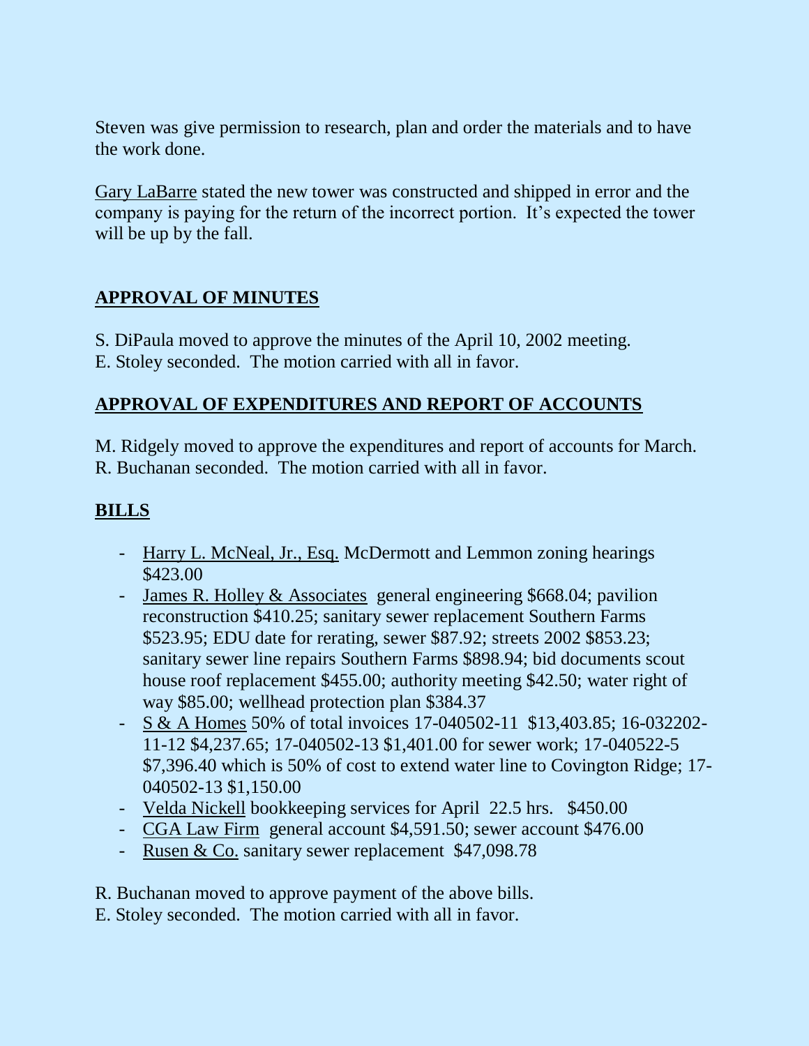Steven was give permission to research, plan and order the materials and to have the work done.

Gary LaBarre stated the new tower was constructed and shipped in error and the company is paying for the return of the incorrect portion. It's expected the tower will be up by the fall.

## APPROVAL OF MINUTES

S. DiPaula moved to approve the minutes of the April 10, 2002 meeting.
E. Stoley seconded. The motion carried with all in favor.

## APPROVAL OF EXPENDITURES AND REPORT OF ACCOUNTS

M. Ridgely moved to approve the expenditures and report of accounts for March.
R. Buchanan seconded. The motion carried with all in favor.

## BILLS

- Harry L. McNeal, Jr., Esq. McDermott and Lemmon zoning hearings $423.00
- James R. Holley & Associates general engineering $668.04; pavilion reconstruction $410.25; sanitary sewer replacement Southern Farms $523.95; EDU date for rerating, sewer $87.92; streets 2002 $853.23; sanitary sewer line repairs Southern Farms $898.94; bid documents scout house roof replacement $455.00; authority meeting $42.50; water right of way $85.00; wellhead protection plan $384.37
- S & A Homes 50% of total invoices 17-040502-11 $13,403.85; 16-032202-11-12 $4,237.65; 17-040502-13 $1,401.00 for sewer work; 17-040522-5 $7,396.40 which is 50% of cost to extend water line to Covington Ridge; 17-040502-13 $1,150.00
- Velda Nickell bookkeeping services for April 22.5 hrs. $450.00
- CGA Law Firm general account $4,591.50; sewer account $476.00
- Rusen & Co. sanitary sewer replacement $47,098.78

R. Buchanan moved to approve payment of the above bills.
E. Stoley seconded. The motion carried with all in favor.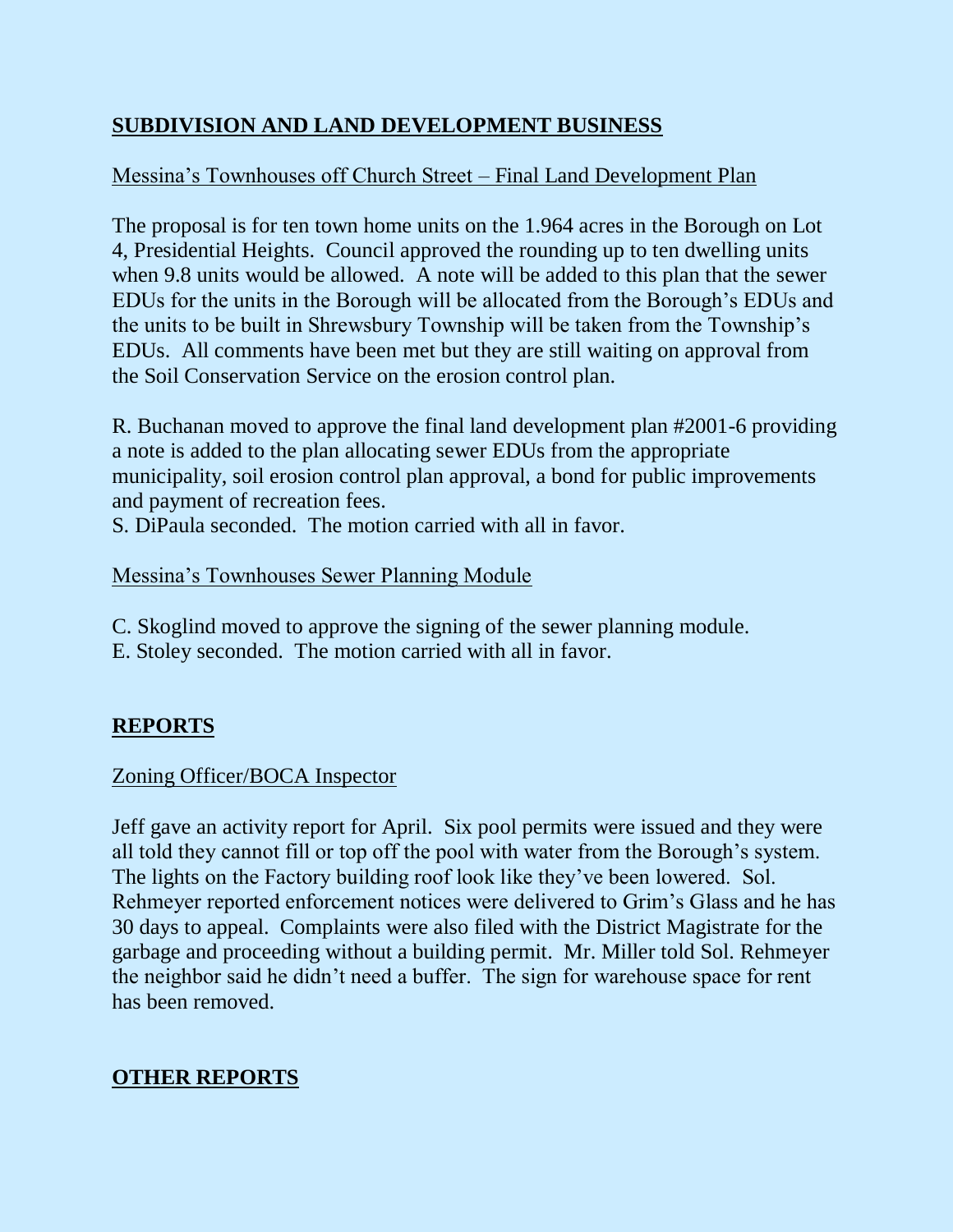## SUBDIVISION AND LAND DEVELOPMENT BUSINESS

Messina's Townhouses off Church Street – Final Land Development Plan

The proposal is for ten town home units on the 1.964 acres in the Borough on Lot 4, Presidential Heights. Council approved the rounding up to ten dwelling units when 9.8 units would be allowed. A note will be added to this plan that the sewer EDUs for the units in the Borough will be allocated from the Borough's EDUs and the units to be built in Shrewsbury Township will be taken from the Township's EDUs. All comments have been met but they are still waiting on approval from the Soil Conservation Service on the erosion control plan.

R. Buchanan moved to approve the final land development plan #2001-6 providing a note is added to the plan allocating sewer EDUs from the appropriate municipality, soil erosion control plan approval, a bond for public improvements and payment of recreation fees.
S. DiPaula seconded. The motion carried with all in favor.

Messina's Townhouses Sewer Planning Module

C. Skoglind moved to approve the signing of the sewer planning module.
E. Stoley seconded. The motion carried with all in favor.

## REPORTS

Zoning Officer/BOCA Inspector

Jeff gave an activity report for April. Six pool permits were issued and they were all told they cannot fill or top off the pool with water from the Borough's system. The lights on the Factory building roof look like they've been lowered. Sol. Rehmeyer reported enforcement notices were delivered to Grim's Glass and he has 30 days to appeal. Complaints were also filed with the District Magistrate for the garbage and proceeding without a building permit. Mr. Miller told Sol. Rehmeyer the neighbor said he didn't need a buffer. The sign for warehouse space for rent has been removed.

## OTHER REPORTS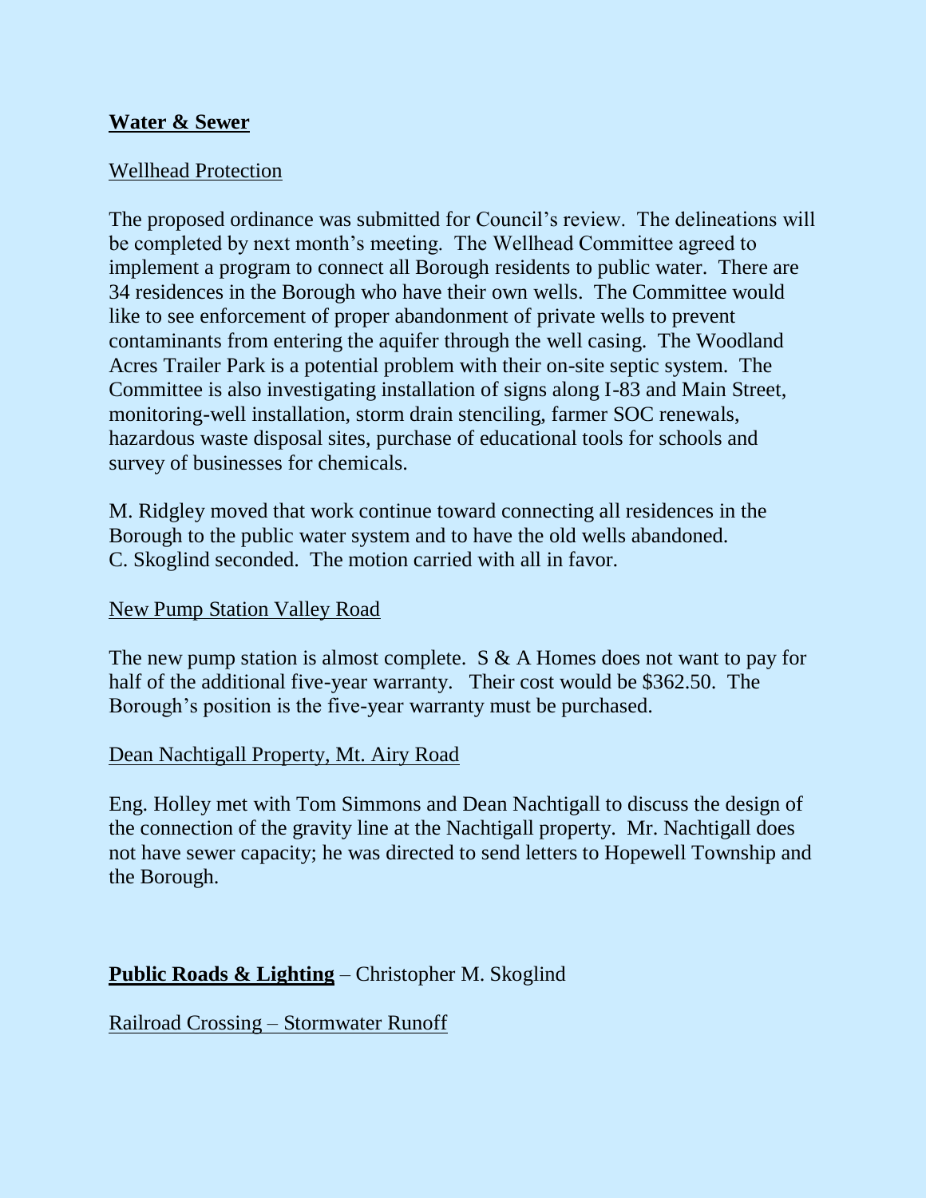**Water & Sewer**

Wellhead Protection

The proposed ordinance was submitted for Council's review. The delineations will be completed by next month's meeting. The Wellhead Committee agreed to implement a program to connect all Borough residents to public water. There are 34 residences in the Borough who have their own wells. The Committee would like to see enforcement of proper abandonment of private wells to prevent contaminants from entering the aquifer through the well casing. The Woodland Acres Trailer Park is a potential problem with their on-site septic system. The Committee is also investigating installation of signs along I-83 and Main Street, monitoring-well installation, storm drain stenciling, farmer SOC renewals, hazardous waste disposal sites, purchase of educational tools for schools and survey of businesses for chemicals.

M. Ridgley moved that work continue toward connecting all residences in the Borough to the public water system and to have the old wells abandoned. C. Skoglind seconded. The motion carried with all in favor.

New Pump Station Valley Road

The new pump station is almost complete. S & A Homes does not want to pay for half of the additional five-year warranty. Their cost would be $362.50. The Borough's position is the five-year warranty must be purchased.

Dean Nachtigall Property, Mt. Airy Road

Eng. Holley met with Tom Simmons and Dean Nachtigall to discuss the design of the connection of the gravity line at the Nachtigall property. Mr. Nachtigall does not have sewer capacity; he was directed to send letters to Hopewell Township and the Borough.

**Public Roads & Lighting** – Christopher M. Skoglind

Railroad Crossing – Stormwater Runoff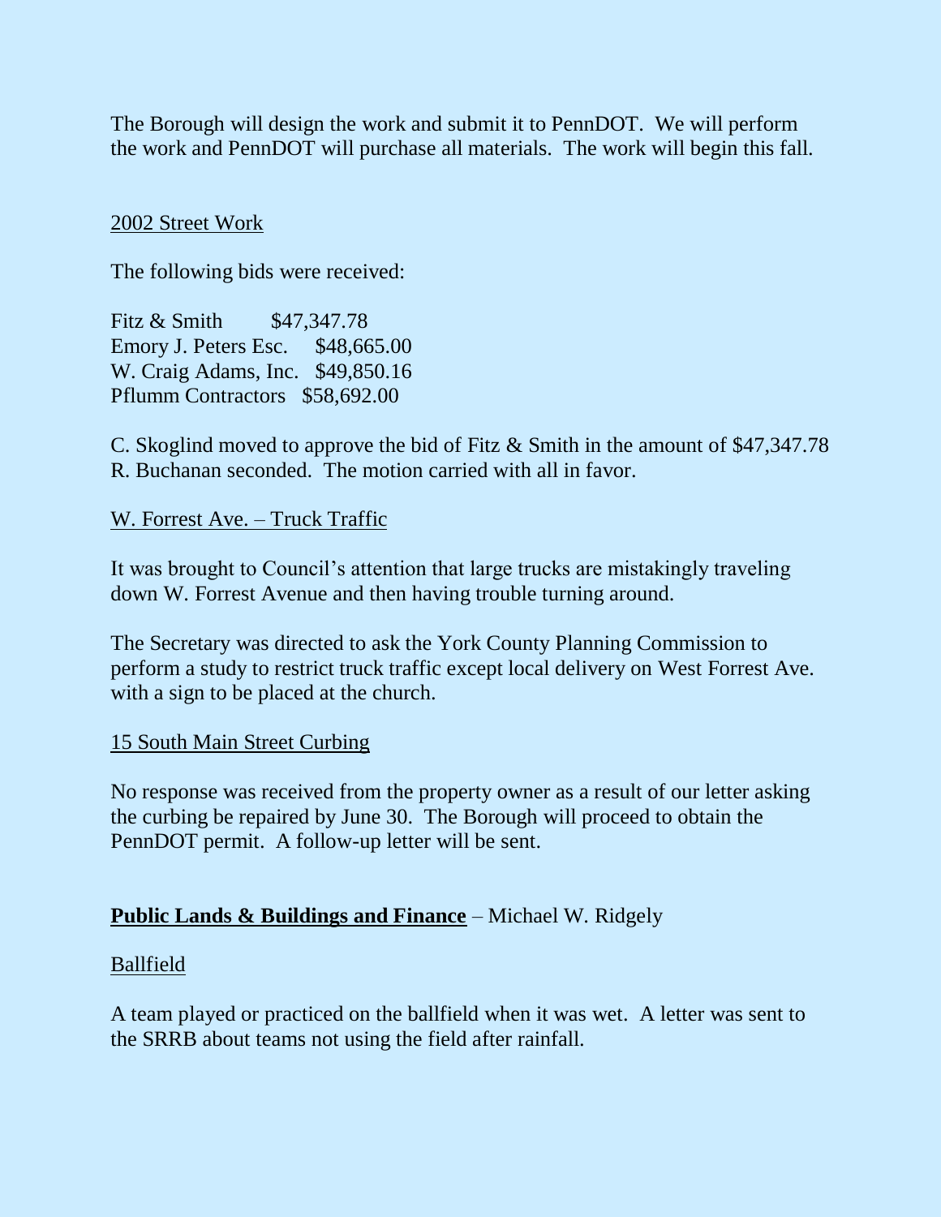The Borough will design the work and submit it to PennDOT. We will perform the work and PennDOT will purchase all materials. The work will begin this fall.

<u>2002 Street Work</u>

The following bids were received:

Fitz & Smith $47,347.78
Emory J. Peters Esc. $48,665.00
W. Craig Adams, Inc. $49,850.16
Pflumm Contractors $58,692.00

C. Skoglind moved to approve the bid of Fitz & Smith in the amount of $47,347.78
R. Buchanan seconded. The motion carried with all in favor.

<u>W. Forrest Ave. – Truck Traffic</u>

It was brought to Council's attention that large trucks are mistakingly traveling down W. Forrest Avenue and then having trouble turning around.

The Secretary was directed to ask the York County Planning Commission to perform a study to restrict truck traffic except local delivery on West Forrest Ave. with a sign to be placed at the church.

<u>15 South Main Street Curbing</u>

No response was received from the property owner as a result of our letter asking the curbing be repaired by June 30. The Borough will proceed to obtain the PennDOT permit. A follow-up letter will be sent.

**<u>Public Lands & Buildings and Finance</u>** – Michael W. Ridgely

<u>Ballfield</u>

A team played or practiced on the ballfield when it was wet. A letter was sent to the SRRB about teams not using the field after rainfall.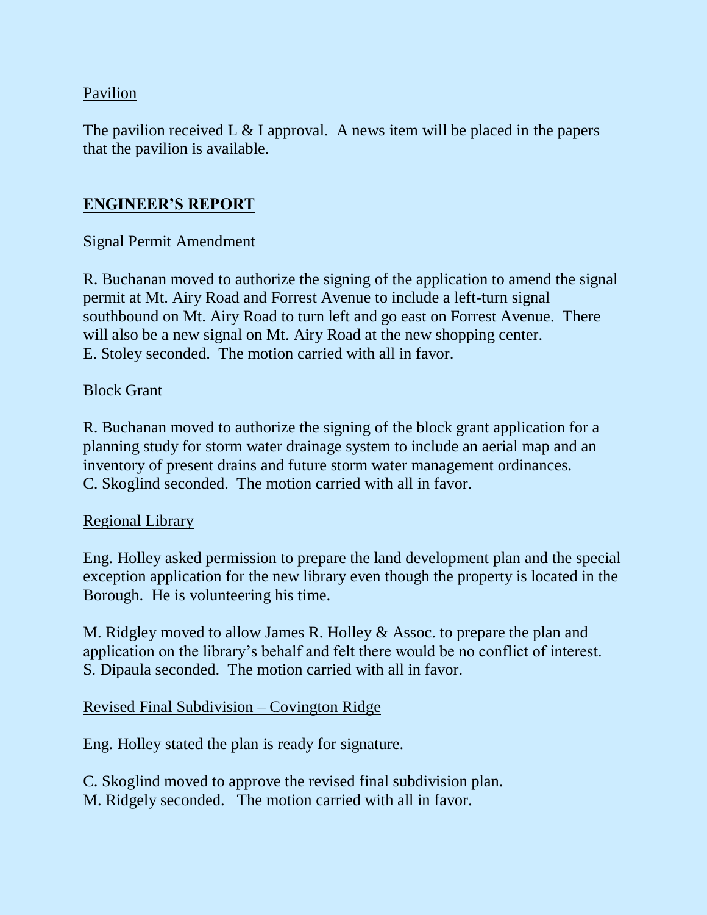Pavilion

The pavilion received L & I approval. A news item will be placed in the papers that the pavilion is available.

## **ENGINEER'S REPORT**

Signal Permit Amendment

R. Buchanan moved to authorize the signing of the application to amend the signal permit at Mt. Airy Road and Forrest Avenue to include a left-turn signal southbound on Mt. Airy Road to turn left and go east on Forrest Avenue. There will also be a new signal on Mt. Airy Road at the new shopping center.
E. Stoley seconded. The motion carried with all in favor.

Block Grant

R. Buchanan moved to authorize the signing of the block grant application for a planning study for storm water drainage system to include an aerial map and an inventory of present drains and future storm water management ordinances.
C. Skoglind seconded. The motion carried with all in favor.

Regional Library

Eng. Holley asked permission to prepare the land development plan and the special exception application for the new library even though the property is located in the Borough. He is volunteering his time.

M. Ridgley moved to allow James R. Holley & Assoc. to prepare the plan and application on the library's behalf and felt there would be no conflict of interest.
S. Dipaula seconded. The motion carried with all in favor.

Revised Final Subdivision – Covington Ridge

Eng. Holley stated the plan is ready for signature.

C. Skoglind moved to approve the revised final subdivision plan.
M. Ridgely seconded. The motion carried with all in favor.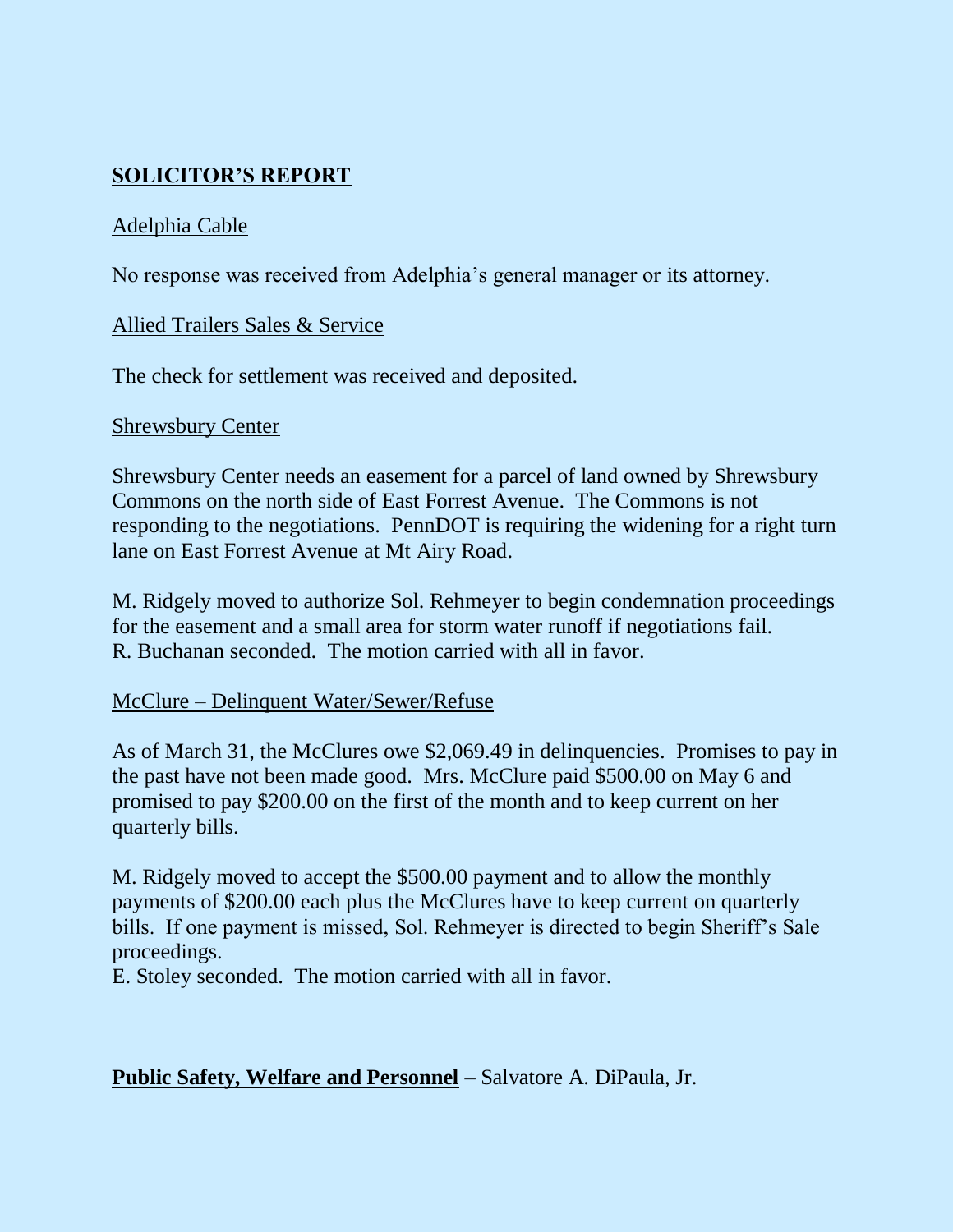## SOLICITOR'S REPORT

Adelphia Cable

No response was received from Adelphia's general manager or its attorney.

Allied Trailers Sales & Service

The check for settlement was received and deposited.

Shrewsbury Center

Shrewsbury Center needs an easement for a parcel of land owned by Shrewsbury Commons on the north side of East Forrest Avenue. The Commons is not responding to the negotiations. PennDOT is requiring the widening for a right turn lane on East Forrest Avenue at Mt Airy Road.

M. Ridgely moved to authorize Sol. Rehmeyer to begin condemnation proceedings for the easement and a small area for storm water runoff if negotiations fail.
R. Buchanan seconded. The motion carried with all in favor.

McClure – Delinquent Water/Sewer/Refuse

As of March 31, the McClures owe $2,069.49 in delinquencies. Promises to pay in the past have not been made good. Mrs. McClure paid $500.00 on May 6 and promised to pay $200.00 on the first of the month and to keep current on her quarterly bills.

M. Ridgely moved to accept the $500.00 payment and to allow the monthly payments of $200.00 each plus the McClures have to keep current on quarterly bills. If one payment is missed, Sol. Rehmeyer is directed to begin Sheriff's Sale proceedings.
E. Stoley seconded. The motion carried with all in favor.

**Public Safety, Welfare and Personnel** – Salvatore A. DiPaula, Jr.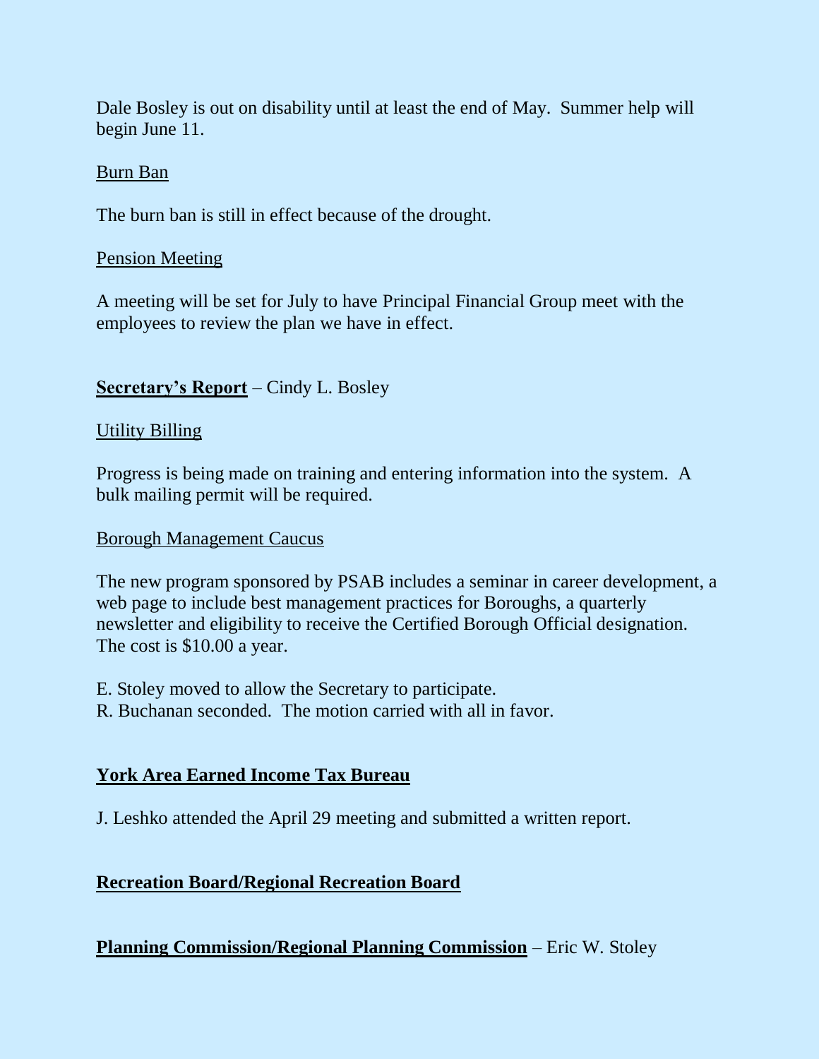Dale Bosley is out on disability until at least the end of May. Summer help will begin June 11.

<u>Burn Ban</u>

The burn ban is still in effect because of the drought.

<u>Pension Meeting</u>

A meeting will be set for July to have Principal Financial Group meet with the employees to review the plan we have in effect.

**<u>Secretary's Report</u>** – Cindy L. Bosley

<u>Utility Billing</u>

Progress is being made on training and entering information into the system. A bulk mailing permit will be required.

<u>Borough Management Caucus</u>

The new program sponsored by PSAB includes a seminar in career development, a web page to include best management practices for Boroughs, a quarterly newsletter and eligibility to receive the Certified Borough Official designation. The cost is $10.00 a year.

E. Stoley moved to allow the Secretary to participate.
R. Buchanan seconded. The motion carried with all in favor.

**<u>York Area Earned Income Tax Bureau</u>**

J. Leshko attended the April 29 meeting and submitted a written report.

**<u>Recreation Board/Regional Recreation Board</u>**

**<u>Planning Commission/Regional Planning Commission</u>** – Eric W. Stoley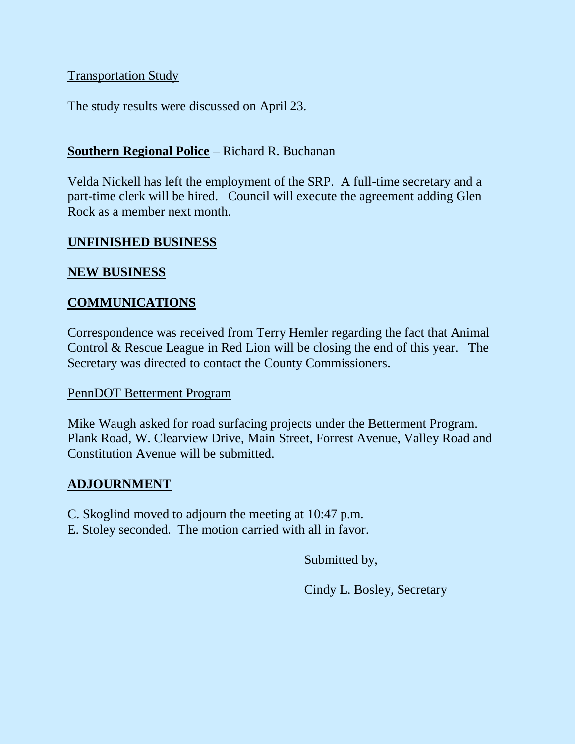Transportation Study

The study results were discussed on April 23.

**Southern Regional Police** – Richard R. Buchanan

Velda Nickell has left the employment of the SRP. A full-time secretary and a part-time clerk will be hired. Council will execute the agreement adding Glen Rock as a member next month.

## UNFINISHED BUSINESS

## NEW BUSINESS

## COMMUNICATIONS

Correspondence was received from Terry Hemler regarding the fact that Animal Control & Rescue League in Red Lion will be closing the end of this year. The Secretary was directed to contact the County Commissioners.

PennDOT Betterment Program

Mike Waugh asked for road surfacing projects under the Betterment Program. Plank Road, W. Clearview Drive, Main Street, Forrest Avenue, Valley Road and Constitution Avenue will be submitted.

## ADJOURNMENT

C. Skoglind moved to adjourn the meeting at 10:47 p.m.
E. Stoley seconded. The motion carried with all in favor.

Submitted by,

Cindy L. Bosley, Secretary